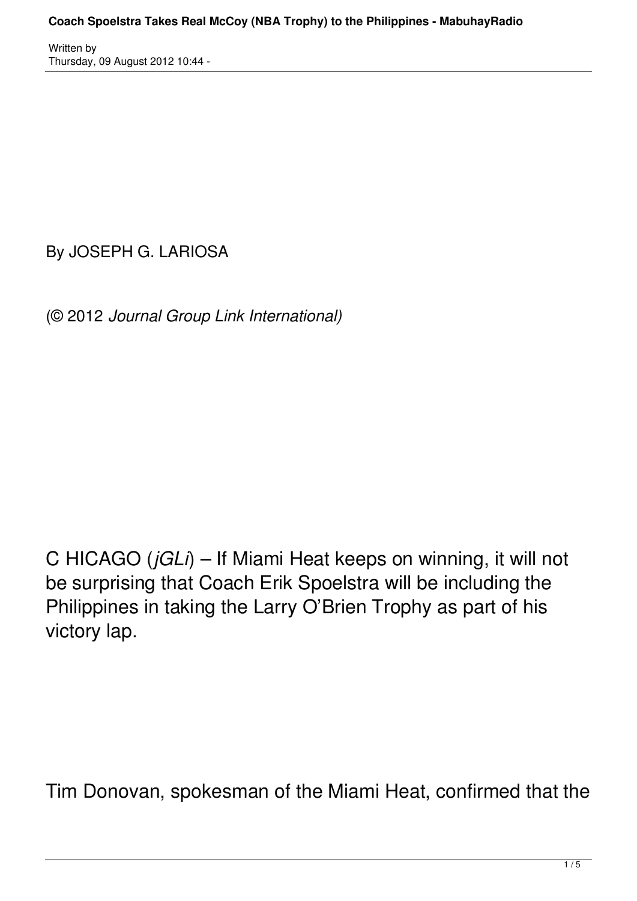By JOSEPH G. LARIOSA

(© 2012 *Journal Group Link International)*

C HICAGO (*jGLi*) – If Miami Heat keeps on winning, it will not be surprising that Coach Erik Spoelstra will be including the Philippines in taking the Larry O'Brien Trophy as part of his victory lap.

Tim Donovan, spokesman of the Miami Heat, confirmed that the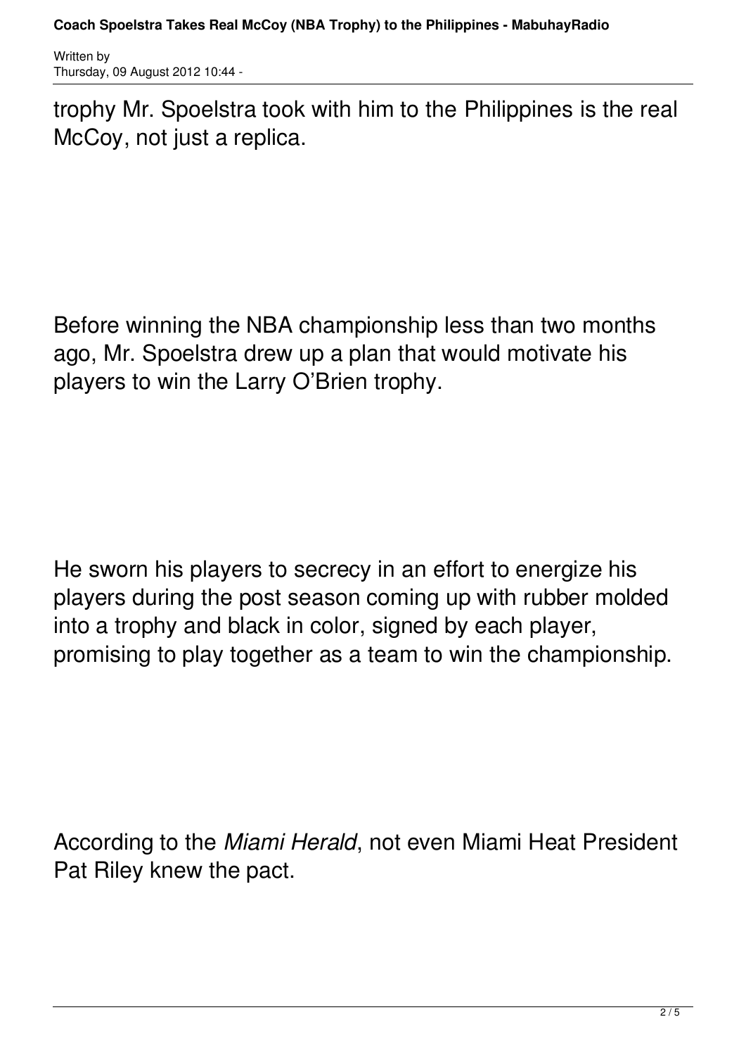trophy Mr. Spoelstra took with him to the Philippines is the real McCoy, not just a replica.

Before winning the NBA championship less than two months ago, Mr. Spoelstra drew up a plan that would motivate his players to win the Larry O'Brien trophy.

He sworn his players to secrecy in an effort to energize his players during the post season coming up with rubber molded into a trophy and black in color, signed by each player, promising to play together as a team to win the championship.

According to the *Miami Herald*, not even Miami Heat President Pat Riley knew the pact.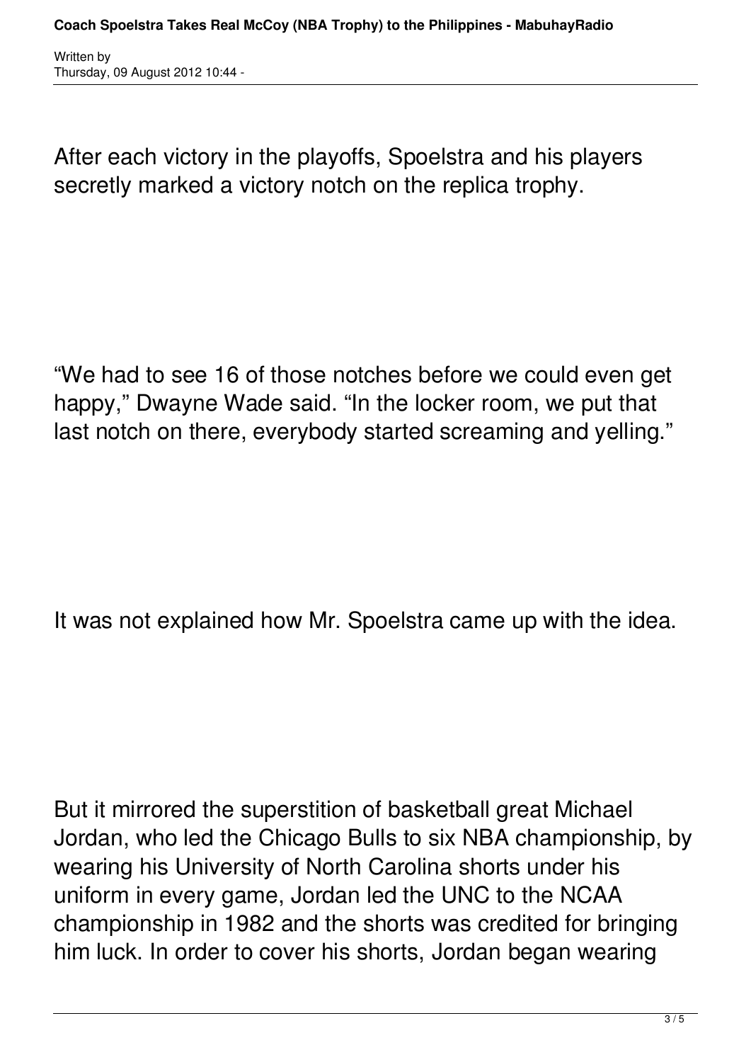After each victory in the playoffs, Spoelstra and his players secretly marked a victory notch on the replica trophy.

“We had to see 16 of those notches before we could even get happy,” Dwayne Wade said. “In the locker room, we put that last notch on there, everybody started screaming and yelling.”

It was not explained how Mr. Spoelstra came up with the idea.

But it mirrored the superstition of basketball great Michael Jordan, who led the Chicago Bulls to six NBA championship, by wearing his University of North Carolina shorts under his uniform in every game, Jordan led the UNC to the NCAA championship in 1982 and the shorts was credited for bringing him luck. In order to cover his shorts, Jordan began wearing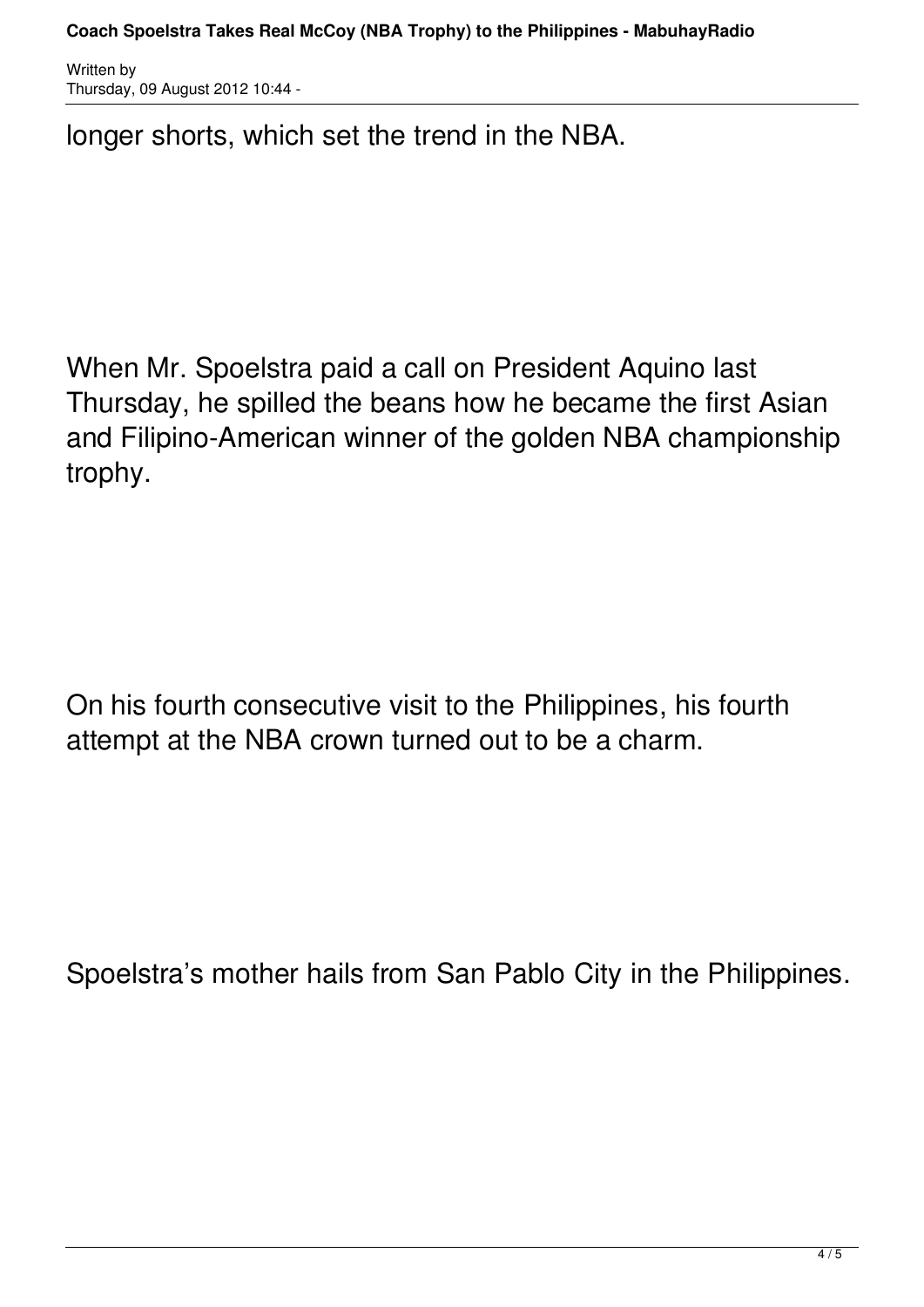longer shorts, which set the trend in the NBA.

When Mr. Spoelstra paid a call on President Aquino last Thursday, he spilled the beans how he became the first Asian and Filipino-American winner of the golden NBA championship trophy.

On his fourth consecutive visit to the Philippines, his fourth attempt at the NBA crown turned out to be a charm.

Spoelstra’s mother hails from San Pablo City in the Philippines.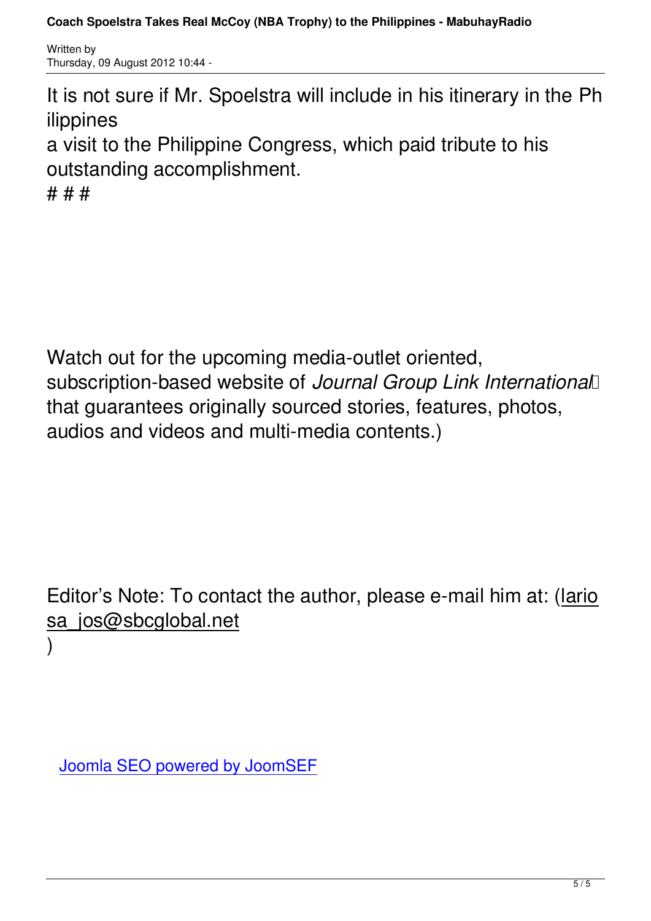It is not sure if Mr. Spoelstra will include in his itinerary in the Philippines a visit to the Philippine Congress, which paid tribute to his outstanding accomplishment.

# # #

Watch out for the upcoming media-outlet oriented, subscription-based website of *Journal Group Link International* that guarantees originally sourced stories, features, photos, audios and videos and multi-media contents.)

Editor's Note: To contact the author, please e-mail him at: (lariosa_jos@sbcglobal.net)

Joomla SEO powered by JoomSEF